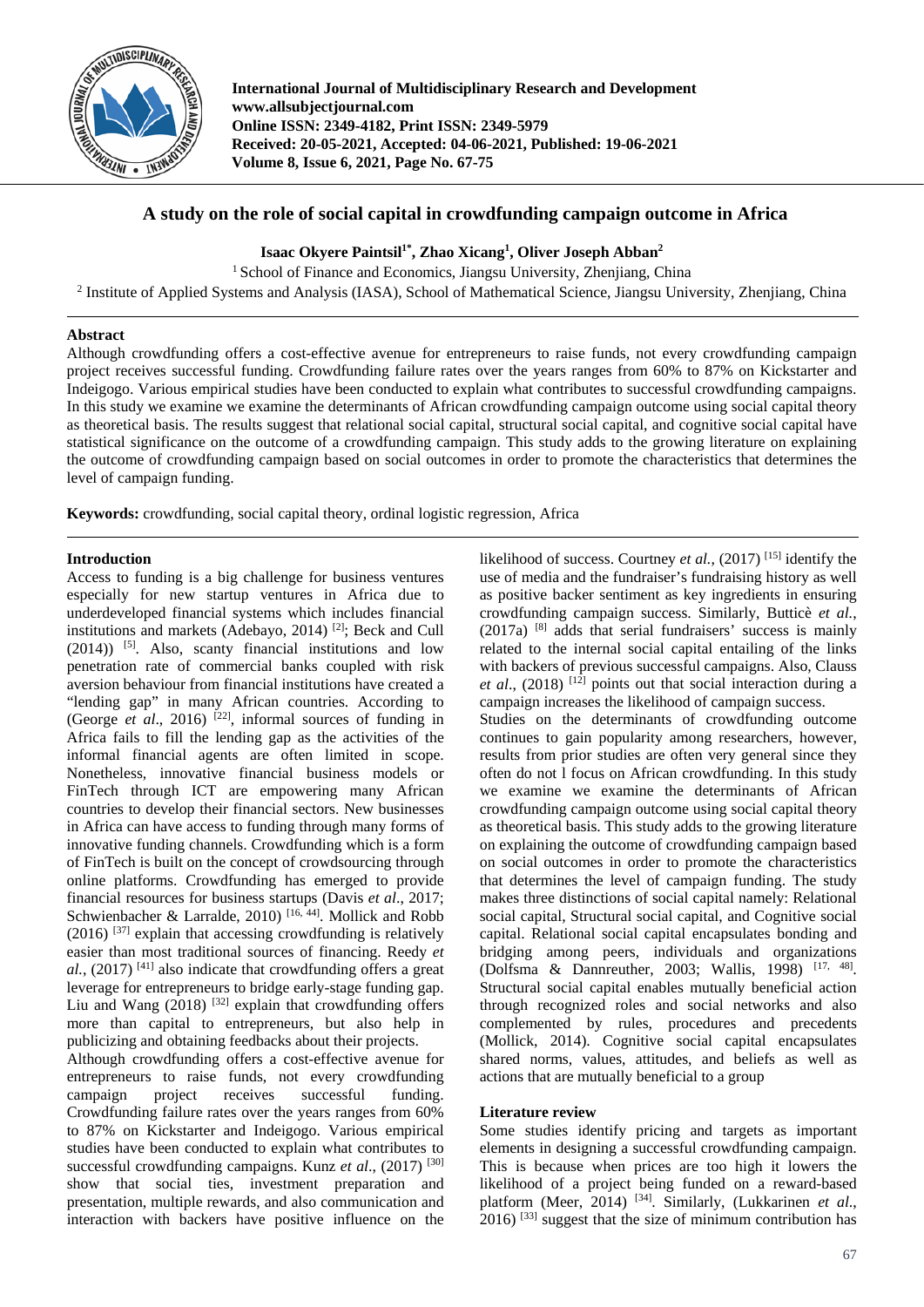# A study on the role of social capital in crowdfunding campaign outcome in Africa

**Isaac Okyere Paintsil[1*], Zhao Xicang[1], Oliver Joseph Abban[2]**

[1] School of Finance and Economics, Jiangsu University, Zhenjiang, China

[2] Institute of Applied Systems and Analysis (IASA), School of Mathematical Science, Jiangsu University, Zhenjiang, China

## Abstract

Although crowdfunding offers a cost-effective avenue for entrepreneurs to raise funds, not every crowdfunding campaign project receives successful funding. Crowdfunding failure rates over the years ranges from 60% to 87% on Kickstarter and Indeigogo. Various empirical studies have been conducted to explain what contributes to successful crowdfunding campaigns. In this study we examine we examine the determinants of African crowdfunding campaign outcome using social capital theory as theoretical basis. The results suggest that relational social capital, structural social capital, and cognitive social capital have statistical significance on the outcome of a crowdfunding campaign. This study adds to the growing literature on explaining the outcome of crowdfunding campaign based on social outcomes in order to promote the characteristics that determines the level of campaign funding.

**Keywords:** crowdfunding, social capital theory, ordinal logistic regression, Africa

## Introduction

Access to funding is a big challenge for business ventures especially for new startup ventures in Africa due to underdeveloped financial systems which includes financial institutions and markets (Adebayo, 2014) [2]; Beck and Cull (2014)) [5]. Also, scanty financial institutions and low penetration rate of commercial banks coupled with risk aversion behaviour from financial institutions have created a "lending gap" in many African countries. According to (George *et al*., 2016) [22], informal sources of funding in Africa fails to fill the lending gap as the activities of the informal financial agents are often limited in scope. Nonetheless, innovative financial business models or FinTech through ICT are empowering many African countries to develop their financial sectors. New businesses in Africa can have access to funding through many forms of innovative funding channels. Crowdfunding which is a form of FinTech is built on the concept of crowdsourcing through online platforms. Crowdfunding has emerged to provide financial resources for business startups (Davis *et al*., 2017; Schwienbacher & Larralde, 2010) [16, 44]. Mollick and Robb (2016) [37] explain that accessing crowdfunding is relatively easier than most traditional sources of financing. Reedy *et al.*, (2017) [41] also indicate that crowdfunding offers a great leverage for entrepreneurs to bridge early-stage funding gap. Liu and Wang (2018) [32] explain that crowdfunding offers more than capital to entrepreneurs, but also help in publicizing and obtaining feedbacks about their projects.

Although crowdfunding offers a cost-effective avenue for entrepreneurs to raise funds, not every crowdfunding campaign project receives successful funding. Crowdfunding failure rates over the years ranges from 60% to 87% on Kickstarter and Indeigogo. Various empirical studies have been conducted to explain what contributes to successful crowdfunding campaigns. Kunz *et al*., (2017) [30] show that social ties, investment preparation and presentation, multiple rewards, and also communication and interaction with backers have positive influence on the likelihood of success. Courtney *et al.*, (2017) [15] identify the use of media and the fundraiser's fundraising history as well as positive backer sentiment as key ingredients in ensuring crowdfunding campaign success. Similarly, Butticè *et al.*, (2017a) [8] adds that serial fundraisers' success is mainly related to the internal social capital entailing of the links with backers of previous successful campaigns. Also, Clauss *et al*., (2018) [12] points out that social interaction during a campaign increases the likelihood of campaign success.

Studies on the determinants of crowdfunding outcome continues to gain popularity among researchers, however, results from prior studies are often very general since they often do not l focus on African crowdfunding. In this study we examine we examine the determinants of African crowdfunding campaign outcome using social capital theory as theoretical basis. This study adds to the growing literature on explaining the outcome of crowdfunding campaign based on social outcomes in order to promote the characteristics that determines the level of campaign funding. The study makes three distinctions of social capital namely: Relational social capital, Structural social capital, and Cognitive social capital. Relational social capital encapsulates bonding and bridging among peers, individuals and organizations (Dolfsma & Dannreuther, 2003; Wallis, 1998) [17, 48]. Structural social capital enables mutually beneficial action through recognized roles and social networks and also complemented by rules, procedures and precedents (Mollick, 2014). Cognitive social capital encapsulates shared norms, values, attitudes, and beliefs as well as actions that are mutually beneficial to a group

## Literature review

Some studies identify pricing and targets as important elements in designing a successful crowdfunding campaign. This is because when prices are too high it lowers the likelihood of a project being funded on a reward-based platform (Meer, 2014) [34]. Similarly, (Lukkarinen *et al*., 2016) [33] suggest that the size of minimum contribution has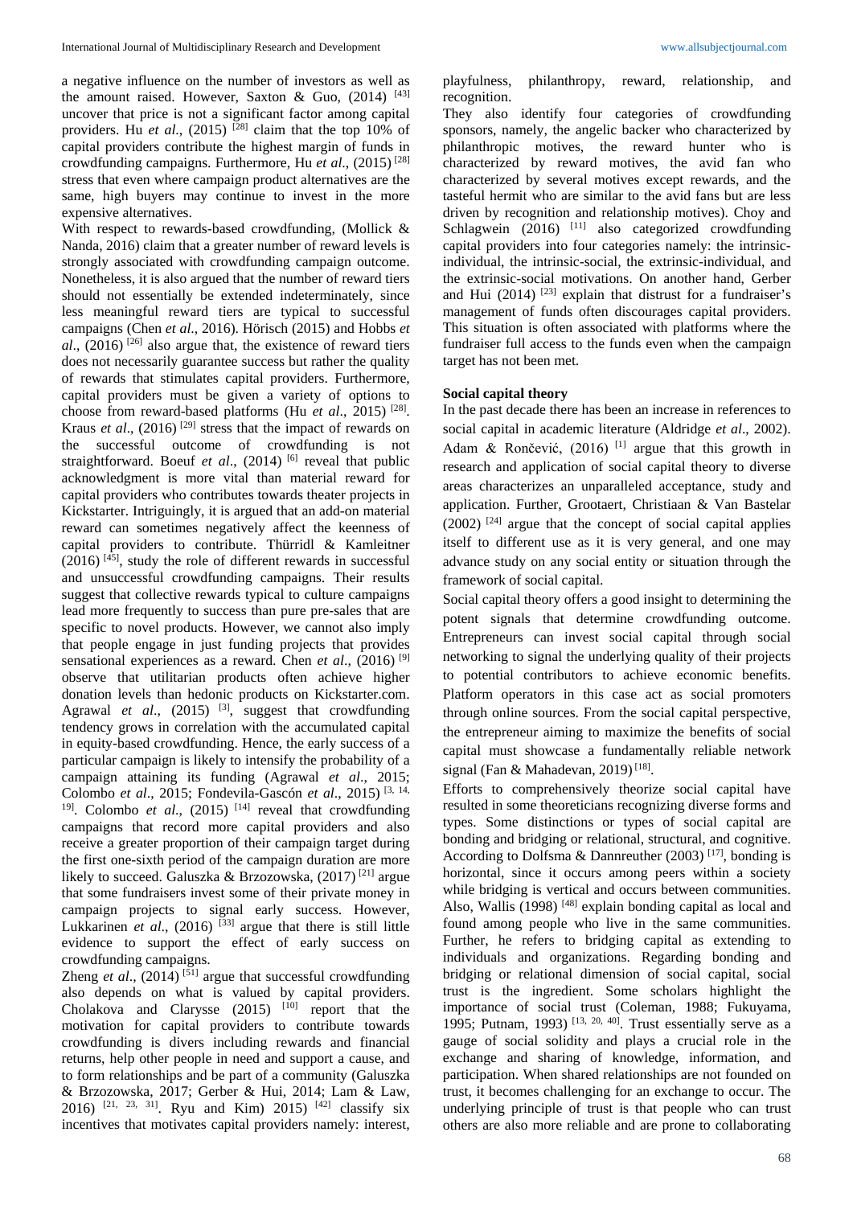a negative influence on the number of investors as well as the amount raised. However, Saxton & Guo, (2014) [43] uncover that price is not a significant factor among capital providers. Hu *et al*., (2015) [28] claim that the top 10% of capital providers contribute the highest margin of funds in crowdfunding campaigns. Furthermore, Hu *et al*., (2015) [28] stress that even where campaign product alternatives are the same, high buyers may continue to invest in the more expensive alternatives.

With respect to rewards-based crowdfunding, (Mollick & Nanda, 2016) claim that a greater number of reward levels is strongly associated with crowdfunding campaign outcome. Nonetheless, it is also argued that the number of reward tiers should not essentially be extended indeterminately, since less meaningful reward tiers are typical to successful campaigns (Chen *et al*., 2016). Hörisch (2015) and Hobbs *et al*., (2016) [26] also argue that, the existence of reward tiers does not necessarily guarantee success but rather the quality of rewards that stimulates capital providers. Furthermore, capital providers must be given a variety of options to choose from reward-based platforms (Hu *et al*., 2015) [28]. Kraus *et al*., (2016) [29] stress that the impact of rewards on the successful outcome of crowdfunding is not straightforward. Boeuf *et al*., (2014) [6] reveal that public acknowledgment is more vital than material reward for capital providers who contributes towards theater projects in Kickstarter. Intriguingly, it is argued that an add-on material reward can sometimes negatively affect the keenness of capital providers to contribute. Thürridl & Kamleitner (2016) [45], study the role of different rewards in successful and unsuccessful crowdfunding campaigns. Their results suggest that collective rewards typical to culture campaigns lead more frequently to success than pure pre-sales that are specific to novel products. However, we cannot also imply that people engage in just funding projects that provides sensational experiences as a reward. Chen *et al*., (2016) [9] observe that utilitarian products often achieve higher donation levels than hedonic products on Kickstarter.com. Agrawal *et al*., (2015) [3], suggest that crowdfunding tendency grows in correlation with the accumulated capital in equity-based crowdfunding. Hence, the early success of a particular campaign is likely to intensify the probability of a campaign attaining its funding (Agrawal *et al*., 2015; Colombo *et al*., 2015; Fondevila-Gascón *et al*., 2015) [3, 14, 19]. Colombo *et al*., (2015) [14] reveal that crowdfunding campaigns that record more capital providers and also receive a greater proportion of their campaign target during the first one-sixth period of the campaign duration are more likely to succeed. Galuszka & Brzozowska, (2017) [21] argue that some fundraisers invest some of their private money in campaign projects to signal early success. However, Lukkarinen *et al*., (2016) [33] argue that there is still little evidence to support the effect of early success on crowdfunding campaigns.

Zheng *et al*., (2014) [51] argue that successful crowdfunding also depends on what is valued by capital providers. Cholakova and Clarysse (2015) [10] report that the motivation for capital providers to contribute towards crowdfunding is divers including rewards and financial returns, help other people in need and support a cause, and to form relationships and be part of a community (Galuszka & Brzozowska, 2017; Gerber & Hui, 2014; Lam & Law, 2016) [21, 23, 31]. Ryu and Kim) 2015) [42] classify six incentives that motivates capital providers namely: interest, playfulness, philanthropy, reward, relationship, and recognition.

They also identify four categories of crowdfunding sponsors, namely, the angelic backer who characterized by philanthropic motives, the reward hunter who is characterized by reward motives, the avid fan who characterized by several motives except rewards, and the tasteful hermit who are similar to the avid fans but are less driven by recognition and relationship motives). Choy and Schlagwein (2016) [11] also categorized crowdfunding capital providers into four categories namely: the intrinsic-individual, the intrinsic-social, the extrinsic-individual, and the extrinsic-social motivations. On another hand, Gerber and Hui (2014) [23] explain that distrust for a fundraiser's management of funds often discourages capital providers. This situation is often associated with platforms where the fundraiser full access to the funds even when the campaign target has not been met.

**Social capital theory**

In the past decade there has been an increase in references to social capital in academic literature (Aldridge *et al*., 2002). Adam & Rončević, (2016) [1] argue that this growth in research and application of social capital theory to diverse areas characterizes an unparalleled acceptance, study and application. Further, Grootaert, Christiaan & Van Bastelar (2002) [24] argue that the concept of social capital applies itself to different use as it is very general, and one may advance study on any social entity or situation through the framework of social capital.

Social capital theory offers a good insight to determining the potent signals that determine crowdfunding outcome. Entrepreneurs can invest social capital through social networking to signal the underlying quality of their projects to potential contributors to achieve economic benefits. Platform operators in this case act as social promoters through online sources. From the social capital perspective, the entrepreneur aiming to maximize the benefits of social capital must showcase a fundamentally reliable network signal (Fan & Mahadevan, 2019) [18].

Efforts to comprehensively theorize social capital have resulted in some theoreticians recognizing diverse forms and types. Some distinctions or types of social capital are bonding and bridging or relational, structural, and cognitive. According to Dolfsma & Dannreuther (2003) [17], bonding is horizontal, since it occurs among peers within a society while bridging is vertical and occurs between communities. Also, Wallis (1998) [48] explain bonding capital as local and found among people who live in the same communities. Further, he refers to bridging capital as extending to individuals and organizations. Regarding bonding and bridging or relational dimension of social capital, social trust is the ingredient. Some scholars highlight the importance of social trust (Coleman, 1988; Fukuyama, 1995; Putnam, 1993) [13, 20, 40]. Trust essentially serve as a gauge of social solidity and plays a crucial role in the exchange and sharing of knowledge, information, and participation. When shared relationships are not founded on trust, it becomes challenging for an exchange to occur. The underlying principle of trust is that people who can trust others are also more reliable and are prone to collaborating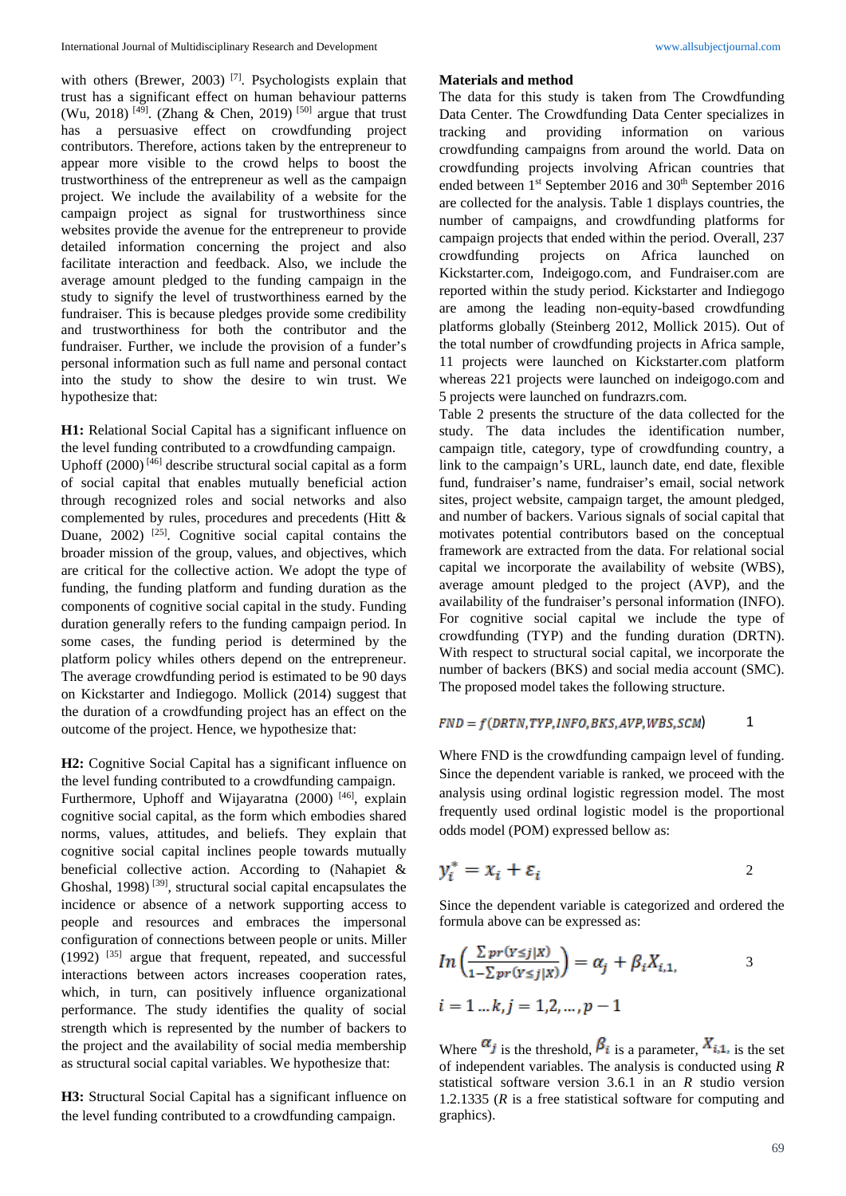with others (Brewer, 2003) [7]. Psychologists explain that trust has a significant effect on human behaviour patterns (Wu, 2018) [49]. (Zhang & Chen, 2019) [50] argue that trust has a persuasive effect on crowdfunding project contributors. Therefore, actions taken by the entrepreneur to appear more visible to the crowd helps to boost the trustworthiness of the entrepreneur as well as the campaign project. We include the availability of a website for the campaign project as signal for trustworthiness since websites provide the avenue for the entrepreneur to provide detailed information concerning the project and also facilitate interaction and feedback. Also, we include the average amount pledged to the funding campaign in the study to signify the level of trustworthiness earned by the fundraiser. This is because pledges provide some credibility and trustworthiness for both the contributor and the fundraiser. Further, we include the provision of a funder's personal information such as full name and personal contact into the study to show the desire to win trust. We hypothesize that:

**H1:** Relational Social Capital has a significant influence on the level funding contributed to a crowdfunding campaign.

Uphoff (2000) [46] describe structural social capital as a form of social capital that enables mutually beneficial action through recognized roles and social networks and also complemented by rules, procedures and precedents (Hitt & Duane, 2002) [25]. Cognitive social capital contains the broader mission of the group, values, and objectives, which are critical for the collective action. We adopt the type of funding, the funding platform and funding duration as the components of cognitive social capital in the study. Funding duration generally refers to the funding campaign period. In some cases, the funding period is determined by the platform policy whiles others depend on the entrepreneur. The average crowdfunding period is estimated to be 90 days on Kickstarter and Indiegogo. Mollick (2014) suggest that the duration of a crowdfunding project has an effect on the outcome of the project. Hence, we hypothesize that:

**H2:** Cognitive Social Capital has a significant influence on the level funding contributed to a crowdfunding campaign.

Furthermore, Uphoff and Wijayaratna (2000) [46], explain cognitive social capital, as the form which embodies shared norms, values, attitudes, and beliefs. They explain that cognitive social capital inclines people towards mutually beneficial collective action. According to (Nahapiet & Ghoshal, 1998) [39], structural social capital encapsulates the incidence or absence of a network supporting access to people and resources and embraces the impersonal configuration of connections between people or units. Miller (1992) [35] argue that frequent, repeated, and successful interactions between actors increases cooperation rates, which, in turn, can positively influence organizational performance. The study identifies the quality of social strength which is represented by the number of backers to the project and the availability of social media membership as structural social capital variables. We hypothesize that:

**H3:** Structural Social Capital has a significant influence on the level funding contributed to a crowdfunding campaign.

## Materials and method

The data for this study is taken from The Crowdfunding Data Center. The Crowdfunding Data Center specializes in tracking and providing information on various crowdfunding campaigns from around the world. Data on crowdfunding projects involving African countries that ended between 1st September 2016 and 30th September 2016 are collected for the analysis. Table 1 displays countries, the number of campaigns, and crowdfunding platforms for campaign projects that ended within the period. Overall, 237 crowdfunding projects on Africa launched on Kickstarter.com, Indeigogo.com, and Fundraiser.com are reported within the study period. Kickstarter and Indiegogo are among the leading non-equity-based crowdfunding platforms globally (Steinberg 2012, Mollick 2015). Out of the total number of crowdfunding projects in Africa sample, 11 projects were launched on Kickstarter.com platform whereas 221 projects were launched on indeigogo.com and 5 projects were launched on fundrazrs.com.

Table 2 presents the structure of the data collected for the study. The data includes the identification number, campaign title, category, type of crowdfunding country, a link to the campaign's URL, launch date, end date, flexible fund, fundraiser's name, fundraiser's email, social network sites, project website, campaign target, the amount pledged, and number of backers. Various signals of social capital that motivates potential contributors based on the conceptual framework are extracted from the data. For relational social capital we incorporate the availability of website (WBS), average amount pledged to the project (AVP), and the availability of the fundraiser's personal information (INFO). For cognitive social capital we include the type of crowdfunding (TYP) and the funding duration (DRTN). With respect to structural social capital, we incorporate the number of backers (BKS) and social media account (SMC). The proposed model takes the following structure.

$$FND = f(DRTN, TYP, INFO, BKS, AVP, WBS, SCM) \qquad 1$$

Where FND is the crowdfunding campaign level of funding. Since the dependent variable is ranked, we proceed with the analysis using ordinal logistic regression model. The most frequently used ordinal logistic model is the proportional odds model (POM) expressed bellow as:

$$y_i^* = x_i + \varepsilon_i \qquad 2$$

Since the dependent variable is categorized and ordered the formula above can be expressed as:

$$In\left(\frac{\sum pr(Y \le j|X)}{1 - \sum pr(Y \le j|X)}\right) = \alpha_j + \beta_i X_{i,1,} \qquad 3$$

$$i = 1 \ldots k, j = 1,2,\ldots,p-1$$

Where $\alpha_j$ is the threshold, $\beta_i$ is a parameter, $X_{i,1,}$ is the set of independent variables. The analysis is conducted using *R* statistical software version 3.6.1 in an *R* studio version 1.2.1335 (*R* is a free statistical software for computing and graphics).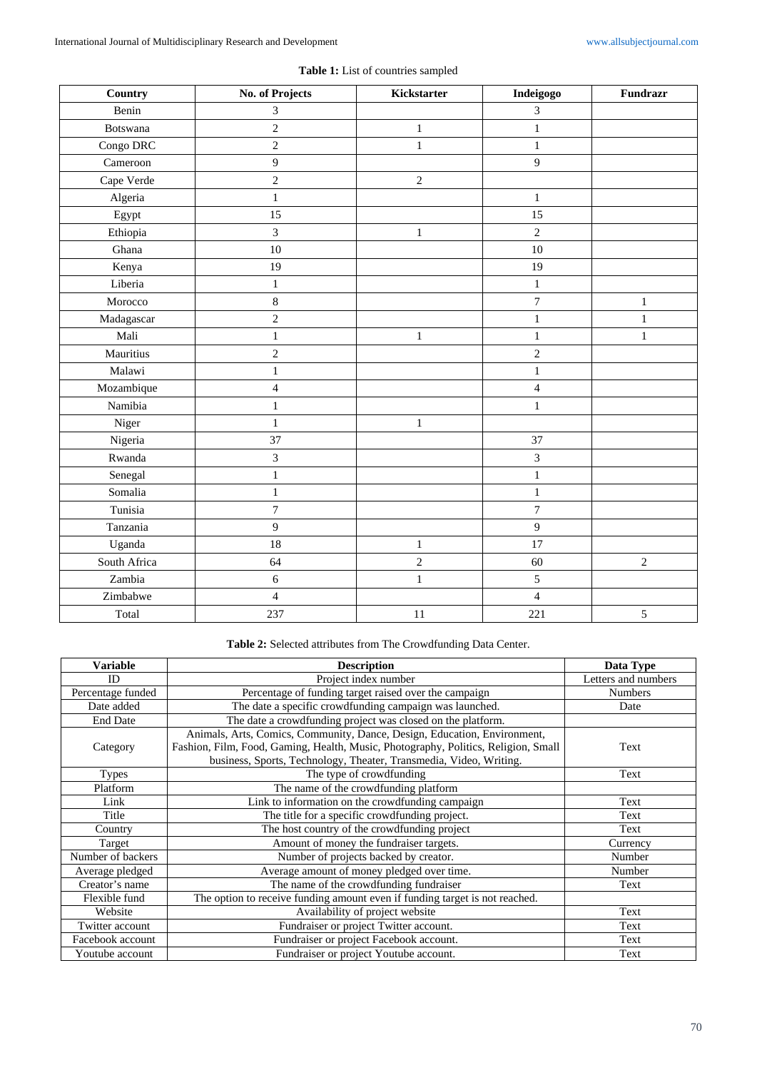**Table 1:** List of countries sampled

| Country | No. of Projects | Kickstarter | Indeigogo | Fundrazr |
|---|---|---|---|---|
| Benin | 3 | | 3 | |
| Botswana | 2 | 1 | 1 | |
| Congo DRC | 2 | 1 | 1 | |
| Cameroon | 9 | | 9 | |
| Cape Verde | 2 | 2 | | |
| Algeria | 1 | | 1 | |
| Egypt | 15 | | 15 | |
| Ethiopia | 3 | 1 | 2 | |
| Ghana | 10 | | 10 | |
| Kenya | 19 | | 19 | |
| Liberia | 1 | | 1 | |
| Morocco | 8 | | 7 | 1 |
| Madagascar | 2 | | 1 | 1 |
| Mali | 1 | 1 | 1 | 1 |
| Mauritius | 2 | | 2 | |
| Malawi | 1 | | 1 | |
| Mozambique | 4 | | 4 | |
| Namibia | 1 | | 1 | |
| Niger | 1 | 1 | | |
| Nigeria | 37 | | 37 | |
| Rwanda | 3 | | 3 | |
| Senegal | 1 | | 1 | |
| Somalia | 1 | | 1 | |
| Tunisia | 7 | | 7 | |
| Tanzania | 9 | | 9 | |
| Uganda | 18 | 1 | 17 | |
| South Africa | 64 | 2 | 60 | 2 |
| Zambia | 6 | 1 | 5 | |
| Zimbabwe | 4 | | 4 | |
| Total | 237 | 11 | 221 | 5 |

**Table 2:** Selected attributes from The Crowdfunding Data Center.

| Variable | Description | Data Type |
|---|---|---|
| ID | Project index number | Letters and numbers |
| Percentage funded | Percentage of funding target raised over the campaign | Numbers |
| Date added | The date a specific crowdfunding campaign was launched. | Date |
| End Date | The date a crowdfunding project was closed on the platform. | |
| Category | Animals, Arts, Comics, Community, Dance, Design, Education, Environment, Fashion, Film, Food, Gaming, Health, Music, Photography, Politics, Religion, Small business, Sports, Technology, Theater, Transmedia, Video, Writing. | Text |
| Types | The type of crowdfunding | Text |
| Platform | The name of the crowdfunding platform | |
| Link | Link to information on the crowdfunding campaign | Text |
| Title | The title for a specific crowdfunding project. | Text |
| Country | The host country of the crowdfunding project | Text |
| Target | Amount of money the fundraiser targets. | Currency |
| Number of backers | Number of projects backed by creator. | Number |
| Average pledged | Average amount of money pledged over time. | Number |
| Creator's name | The name of the crowdfunding fundraiser | Text |
| Flexible fund | The option to receive funding amount even if funding target is not reached. | |
| Website | Availability of project website | Text |
| Twitter account | Fundraiser or project Twitter account. | Text |
| Facebook account | Fundraiser or project Facebook account. | Text |
| Youtube account | Fundraiser or project Youtube account. | Text |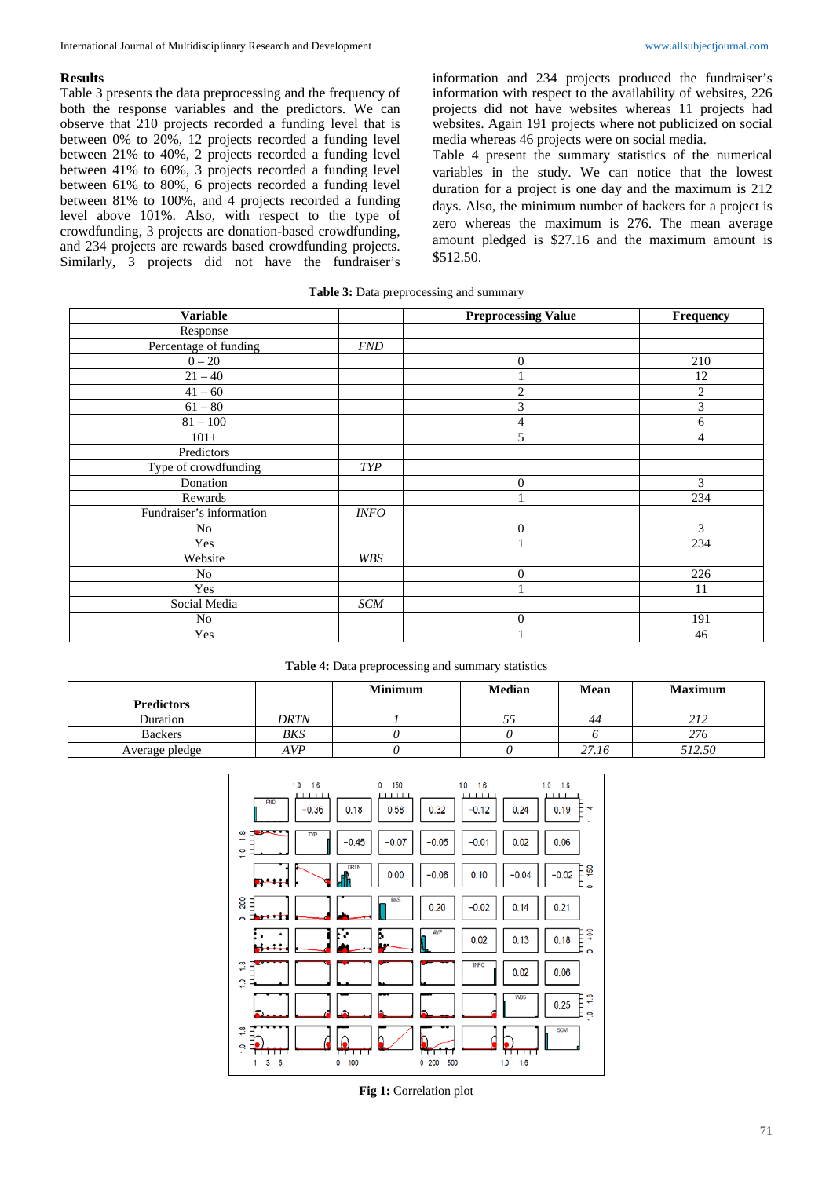## Results

Table 3 presents the data preprocessing and the frequency of both the response variables and the predictors. We can observe that 210 projects recorded a funding level that is between 0% to 20%, 12 projects recorded a funding level between 21% to 40%, 2 projects recorded a funding level between 41% to 60%, 3 projects recorded a funding level between 61% to 80%, 6 projects recorded a funding level between 81% to 100%, and 4 projects recorded a funding level above 101%. Also, with respect to the type of crowdfunding, 3 projects are donation-based crowdfunding, and 234 projects are rewards based crowdfunding projects. Similarly, 3 projects did not have the fundraiser's information and 234 projects produced the fundraiser's information with respect to the availability of websites, 226 projects did not have websites whereas 11 projects had websites. Again 191 projects where not publicized on social media whereas 46 projects were on social media.

Table 4 present the summary statistics of the numerical variables in the study. We can notice that the lowest duration for a project is one day and the maximum is 212 days. Also, the minimum number of backers for a project is zero whereas the maximum is 276. The mean average amount pledged is $27.16 and the maximum amount is $512.50.

**Table 3:** Data preprocessing and summary

| Variable | | Preprocessing Value | Frequency |
|---|---|---|---|
| Response | | | |
| Percentage of funding | *FND* | | |
| 0 – 20 | | 0 | 210 |
| 21 – 40 | | 1 | 12 |
| 41 – 60 | | 2 | 2 |
| 61 – 80 | | 3 | 3 |
| 81 – 100 | | 4 | 6 |
| 101+ | | 5 | 4 |
| Predictors | | | |
| Type of crowdfunding | *TYP* | | |
| Donation | | 0 | 3 |
| Rewards | | 1 | 234 |
| Fundraiser's information | *INFO* | | |
| No | | 0 | 3 |
| Yes | | 1 | 234 |
| Website | *WBS* | | |
| No | | 0 | 226 |
| Yes | | 1 | 11 |
| Social Media | *SCM* | | |
| No | | 0 | 191 |
| Yes | | 1 | 46 |

**Table 4:** Data preprocessing and summary statistics

| | | Minimum | Median | Mean | Maximum |
|---|---|---|---|---|---|
| **Predictors** | | | | | |
| Duration | *DRTN* | *1* | *55* | *44* | *212* |
| Backers | *BKS* | *0* | *0* | *6* | *276* |
| Average pledge | *AVP* | *0* | *0* | *27.16* | *512.50* |

**Fig 1:** Correlation plot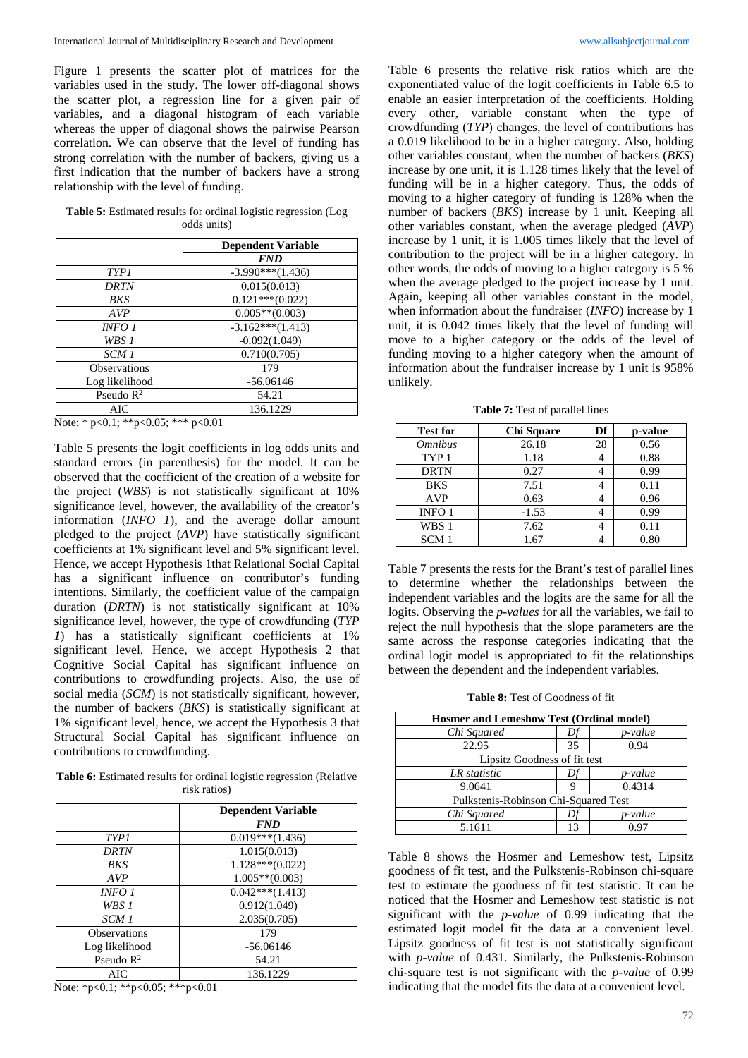Figure 1 presents the scatter plot of matrices for the variables used in the study. The lower off-diagonal shows the scatter plot, a regression line for a given pair of variables, and a diagonal histogram of each variable whereas the upper of diagonal shows the pairwise Pearson correlation. We can observe that the level of funding has strong correlation with the number of backers, giving us a first indication that the number of backers have a strong relationship with the level of funding.

**Table 5:** Estimated results for ordinal logistic regression (Log odds units)

| | Dependent Variable |
|---|---|
| | ***FND*** |
| *TYP1* | -3.990***(1.436) |
| *DRTN* | 0.015(0.013) |
| *BKS* | 0.121***(0.022) |
| *AVP* | 0.005**(0.003) |
| *INFO 1* | -3.162***(1.413) |
| *WBS 1* | -0.092(1.049) |
| *SCM 1* | 0.710(0.705) |
| Observations | 179 |
| Log likelihood | -56.06146 |
| Pseudo $R^2$ | 54.21 |
| AIC | 136.1229 |

Note: * p<0.1; **p<0.05; *** p<0.01

Table 5 presents the logit coefficients in log odds units and standard errors (in parenthesis) for the model. It can be observed that the coefficient of the creation of a website for the project (*WBS*) is not statistically significant at 10% significance level, however, the availability of the creator's information (*INFO 1*), and the average dollar amount pledged to the project (*AVP*) have statistically significant coefficients at 1% significant level and 5% significant level. Hence, we accept Hypothesis 1that Relational Social Capital has a significant influence on contributor's funding intentions. Similarly, the coefficient value of the campaign duration (*DRTN*) is not statistically significant at 10% significance level, however, the type of crowdfunding (*TYP 1*) has a statistically significant coefficients at 1% significant level. Hence, we accept Hypothesis 2 that Cognitive Social Capital has significant influence on contributions to crowdfunding projects. Also, the use of social media (*SCM*) is not statistically significant, however, the number of backers (*BKS*) is statistically significant at 1% significant level, hence, we accept the Hypothesis 3 that Structural Social Capital has significant influence on contributions to crowdfunding.

**Table 6:** Estimated results for ordinal logistic regression (Relative risk ratios)

| | Dependent Variable |
|---|---|
| | ***FND*** |
| *TYP1* | 0.019***(1.436) |
| *DRTN* | 1.015(0.013) |
| *BKS* | 1.128***(0.022) |
| *AVP* | 1.005**(0.003) |
| *INFO 1* | 0.042***(1.413) |
| *WBS 1* | 0.912(1.049) |
| *SCM 1* | 2.035(0.705) |
| Observations | 179 |
| Log likelihood | -56.06146 |
| Pseudo $R^2$ | 54.21 |
| AIC | 136.1229 |

Note: *p<0.1; **p<0.05; ***p<0.01

Table 6 presents the relative risk ratios which are the exponentiated value of the logit coefficients in Table 6.5 to enable an easier interpretation of the coefficients. Holding every other, variable constant when the type of crowdfunding (*TYP*) changes, the level of contributions has a 0.019 likelihood to be in a higher category. Also, holding other variables constant, when the number of backers (*BKS*) increase by one unit, it is 1.128 times likely that the level of funding will be in a higher category. Thus, the odds of moving to a higher category of funding is 128% when the number of backers (*BKS*) increase by 1 unit. Keeping all other variables constant, when the average pledged (*AVP*) increase by 1 unit, it is 1.005 times likely that the level of contribution to the project will be in a higher category. In other words, the odds of moving to a higher category is 5 % when the average pledged to the project increase by 1 unit. Again, keeping all other variables constant in the model, when information about the fundraiser (*INFO*) increase by 1 unit, it is 0.042 times likely that the level of funding will move to a higher category or the odds of the level of funding moving to a higher category when the amount of information about the fundraiser increase by 1 unit is 958% unlikely.

**Table 7:** Test of parallel lines

| Test for | Chi Square | Df | p-value |
|---|---|---|---|
| *Omnibus* | 26.18 | 28 | 0.56 |
| TYP 1 | 1.18 | 4 | 0.88 |
| DRTN | 0.27 | 4 | 0.99 |
| BKS | 7.51 | 4 | 0.11 |
| AVP | 0.63 | 4 | 0.96 |
| INFO 1 | -1.53 | 4 | 0.99 |
| WBS 1 | 7.62 | 4 | 0.11 |
| SCM 1 | 1.67 | 4 | 0.80 |

Table 7 presents the rests for the Brant's test of parallel lines to determine whether the relationships between the independent variables and the logits are the same for all the logits. Observing the *p-values* for all the variables, we fail to reject the null hypothesis that the slope parameters are the same across the response categories indicating that the ordinal logit model is appropriated to fit the relationships between the dependent and the independent variables.

**Table 8:** Test of Goodness of fit

| Hosmer and Lemeshow Test (Ordinal model) | | |
|---|---|---|
| *Chi Squared* | *Df* | *p-value* |
| 22.95 | 35 | 0.94 |
| Lipsitz Goodness of fit test | | |
| *LR statistic* | *Df* | *p-value* |
| 9.0641 | 9 | 0.4314 |
| Pulkstenis-Robinson Chi-Squared Test | | |
| *Chi Squared* | *Df* | *p-value* |
| 5.1611 | 13 | 0.97 |

Table 8 shows the Hosmer and Lemeshow test, Lipsitz goodness of fit test, and the Pulkstenis-Robinson chi-square test to estimate the goodness of fit test statistic. It can be noticed that the Hosmer and Lemeshow test statistic is not significant with the *p-value* of 0.99 indicating that the estimated logit model fit the data at a convenient level. Lipsitz goodness of fit test is not statistically significant with *p-value* of 0.431. Similarly, the Pulkstenis-Robinson chi-square test is not significant with the *p-value* of 0.99 indicating that the model fits the data at a convenient level.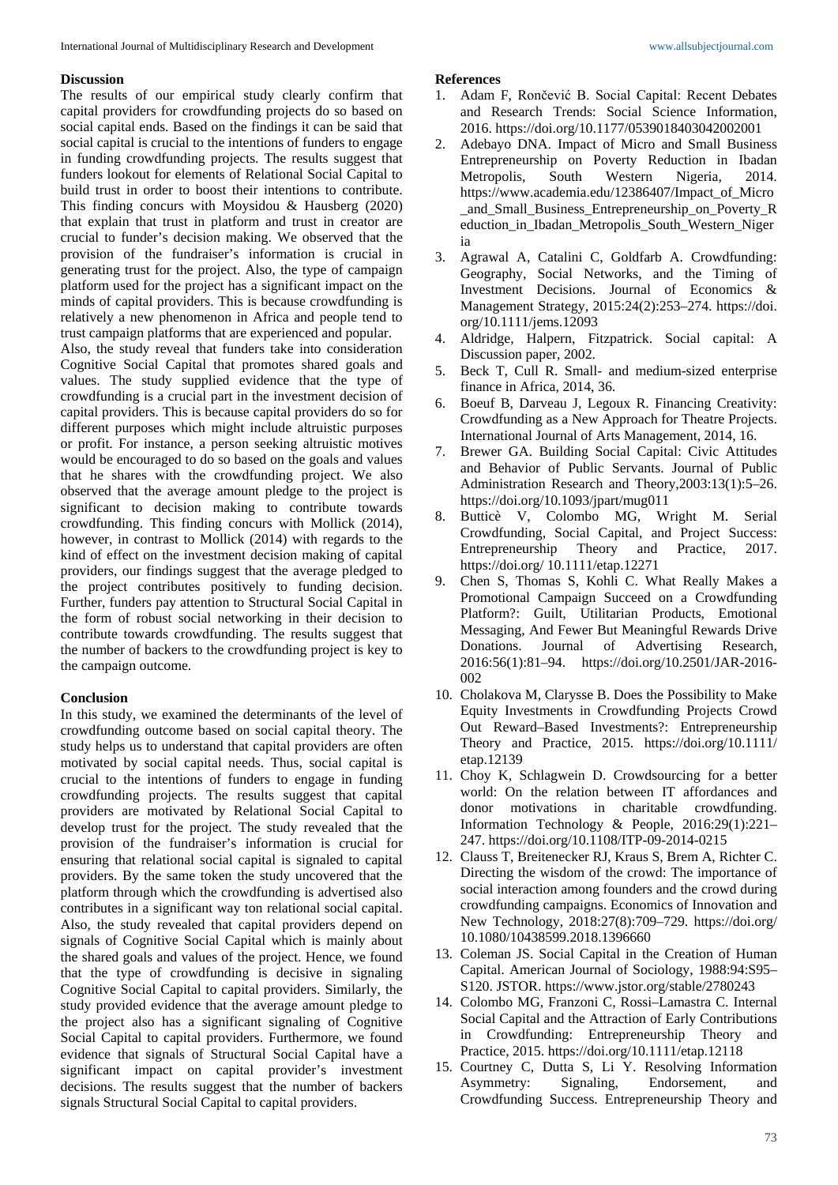## Discussion

The results of our empirical study clearly confirm that capital providers for crowdfunding projects do so based on social capital ends. Based on the findings it can be said that social capital is crucial to the intentions of funders to engage in funding crowdfunding projects. The results suggest that funders lookout for elements of Relational Social Capital to build trust in order to boost their intentions to contribute. This finding concurs with Moysidou & Hausberg (2020) that explain that trust in platform and trust in creator are crucial to funder's decision making. We observed that the provision of the fundraiser's information is crucial in generating trust for the project. Also, the type of campaign platform used for the project has a significant impact on the minds of capital providers. This is because crowdfunding is relatively a new phenomenon in Africa and people tend to trust campaign platforms that are experienced and popular.

Also, the study reveal that funders take into consideration Cognitive Social Capital that promotes shared goals and values. The study supplied evidence that the type of crowdfunding is a crucial part in the investment decision of capital providers. This is because capital providers do so for different purposes which might include altruistic purposes or profit. For instance, a person seeking altruistic motives would be encouraged to do so based on the goals and values that he shares with the crowdfunding project. We also observed that the average amount pledge to the project is significant to decision making to contribute towards crowdfunding. This finding concurs with Mollick (2014), however, in contrast to Mollick (2014) with regards to the kind of effect on the investment decision making of capital providers, our findings suggest that the average pledged to the project contributes positively to funding decision. Further, funders pay attention to Structural Social Capital in the form of robust social networking in their decision to contribute towards crowdfunding. The results suggest that the number of backers to the crowdfunding project is key to the campaign outcome.

## Conclusion

In this study, we examined the determinants of the level of crowdfunding outcome based on social capital theory. The study helps us to understand that capital providers are often motivated by social capital needs. Thus, social capital is crucial to the intentions of funders to engage in funding crowdfunding projects. The results suggest that capital providers are motivated by Relational Social Capital to develop trust for the project. The study revealed that the provision of the fundraiser's information is crucial for ensuring that relational social capital is signaled to capital providers. By the same token the study uncovered that the platform through which the crowdfunding is advertised also contributes in a significant way ton relational social capital. Also, the study revealed that capital providers depend on signals of Cognitive Social Capital which is mainly about the shared goals and values of the project. Hence, we found that the type of crowdfunding is decisive in signaling Cognitive Social Capital to capital providers. Similarly, the study provided evidence that the average amount pledge to the project also has a significant signaling of Cognitive Social Capital to capital providers. Furthermore, we found evidence that signals of Structural Social Capital have a significant impact on capital provider's investment decisions. The results suggest that the number of backers signals Structural Social Capital to capital providers.

## References

1. Adam F, Rončević B. Social Capital: Recent Debates and Research Trends: Social Science Information, 2016. https://doi.org/10.1177/0539018403042002001
2. Adebayo DNA. Impact of Micro and Small Business Entrepreneurship on Poverty Reduction in Ibadan Metropolis, South Western Nigeria, 2014. https://www.academia.edu/12386407/Impact_of_Micro_and_Small_Business_Entrepreneurship_on_Poverty_Reduction_in_Ibadan_Metropolis_South_Western_Nigeria
3. Agrawal A, Catalini C, Goldfarb A. Crowdfunding: Geography, Social Networks, and the Timing of Investment Decisions. Journal of Economics & Management Strategy, 2015:24(2):253–274. https://doi.org/10.1111/jems.12093
4. Aldridge, Halpern, Fitzpatrick. Social capital: A Discussion paper, 2002.
5. Beck T, Cull R. Small- and medium-sized enterprise finance in Africa, 2014, 36.
6. Boeuf B, Darveau J, Legoux R. Financing Creativity: Crowdfunding as a New Approach for Theatre Projects. International Journal of Arts Management, 2014, 16.
7. Brewer GA. Building Social Capital: Civic Attitudes and Behavior of Public Servants. Journal of Public Administration Research and Theory,2003:13(1):5–26. https://doi.org/10.1093/jpart/mug011
8. Butticè V, Colombo MG, Wright M. Serial Crowdfunding, Social Capital, and Project Success: Entrepreneurship Theory and Practice, 2017. https://doi.org/ 10.1111/etap.12271
9. Chen S, Thomas S, Kohli C. What Really Makes a Promotional Campaign Succeed on a Crowdfunding Platform?: Guilt, Utilitarian Products, Emotional Messaging, And Fewer But Meaningful Rewards Drive Donations. Journal of Advertising Research, 2016:56(1):81–94. https://doi.org/10.2501/JAR-2016-002
10. Cholakova M, Clarysse B. Does the Possibility to Make Equity Investments in Crowdfunding Projects Crowd Out Reward–Based Investments?: Entrepreneurship Theory and Practice, 2015. https://doi.org/10.1111/etap.12139
11. Choy K, Schlagwein D. Crowdsourcing for a better world: On the relation between IT affordances and donor motivations in charitable crowdfunding. Information Technology & People, 2016:29(1):221–247. https://doi.org/10.1108/ITP-09-2014-0215
12. Clauss T, Breitenecker RJ, Kraus S, Brem A, Richter C. Directing the wisdom of the crowd: The importance of social interaction among founders and the crowd during crowdfunding campaigns. Economics of Innovation and New Technology, 2018:27(8):709–729. https://doi.org/10.1080/10438599.2018.1396660
13. Coleman JS. Social Capital in the Creation of Human Capital. American Journal of Sociology, 1988:94:S95–S120. JSTOR. https://www.jstor.org/stable/2780243
14. Colombo MG, Franzoni C, Rossi–Lamastra C. Internal Social Capital and the Attraction of Early Contributions in Crowdfunding: Entrepreneurship Theory and Practice, 2015. https://doi.org/10.1111/etap.12118
15. Courtney C, Dutta S, Li Y. Resolving Information Asymmetry: Signaling, Endorsement, and Crowdfunding Success. Entrepreneurship Theory and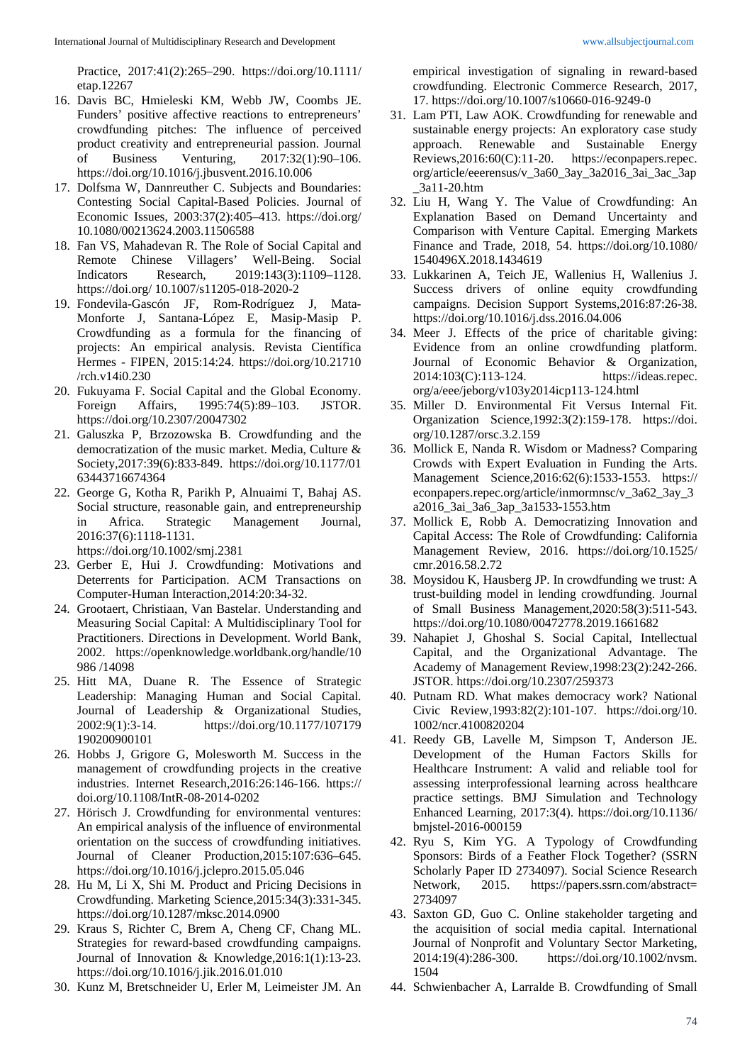Practice, 2017:41(2):265–290. https://doi.org/10.1111/etap.12267

16. Davis BC, Hmieleski KM, Webb JW, Coombs JE. Funders' positive affective reactions to entrepreneurs' crowdfunding pitches: The influence of perceived product creativity and entrepreneurial passion. Journal of Business Venturing, 2017:32(1):90–106. https://doi.org/10.1016/j.jbusvent.2016.10.006
17. Dolfsma W, Dannreuther C. Subjects and Boundaries: Contesting Social Capital-Based Policies. Journal of Economic Issues, 2003:37(2):405–413. https://doi.org/10.1080/00213624.2003.11506588
18. Fan VS, Mahadevan R. The Role of Social Capital and Remote Chinese Villagers' Well-Being. Social Indicators Research, 2019:143(3):1109–1128. https://doi.org/ 10.1007/s11205-018-2020-2
19. Fondevila-Gascón JF, Rom-Rodríguez J, Mata-Monforte J, Santana-López E, Masip-Masip P. Crowdfunding as a formula for the financing of projects: An empirical analysis. Revista Científica Hermes - FIPEN, 2015:14:24. https://doi.org/10.21710/rch.v14i0.230
20. Fukuyama F. Social Capital and the Global Economy. Foreign Affairs, 1995:74(5):89–103. JSTOR. https://doi.org/10.2307/20047302
21. Galuszka P, Brzozowska B. Crowdfunding and the democratization of the music market. Media, Culture & Society,2017:39(6):833-849. https://doi.org/10.1177/0163443716674364
22. George G, Kotha R, Parikh P, Alnuaimi T, Bahaj AS. Social structure, reasonable gain, and entrepreneurship in Africa. Strategic Management Journal, 2016:37(6):1118-1131. https://doi.org/10.1002/smj.2381
23. Gerber E, Hui J. Crowdfunding: Motivations and Deterrents for Participation. ACM Transactions on Computer-Human Interaction,2014:20:34-32.
24. Grootaert, Christiaan, Van Bastelar. Understanding and Measuring Social Capital: A Multidisciplinary Tool for Practitioners. Directions in Development. World Bank, 2002. https://openknowledge.worldbank.org/handle/10986 /14098
25. Hitt MA, Duane R. The Essence of Strategic Leadership: Managing Human and Social Capital. Journal of Leadership & Organizational Studies, 2002:9(1):3-14. https://doi.org/10.1177/107179190200900101
26. Hobbs J, Grigore G, Molesworth M. Success in the management of crowdfunding projects in the creative industries. Internet Research,2016:26:146-166. https://doi.org/10.1108/IntR-08-2014-0202
27. Hörisch J. Crowdfunding for environmental ventures: An empirical analysis of the influence of environmental orientation on the success of crowdfunding initiatives. Journal of Cleaner Production,2015:107:636–645. https://doi.org/10.1016/j.jclepro.2015.05.046
28. Hu M, Li X, Shi M. Product and Pricing Decisions in Crowdfunding. Marketing Science,2015:34(3):331-345. https://doi.org/10.1287/mksc.2014.0900
29. Kraus S, Richter C, Brem A, Cheng CF, Chang ML. Strategies for reward-based crowdfunding campaigns. Journal of Innovation & Knowledge,2016:1(1):13-23. https://doi.org/10.1016/j.jik.2016.01.010
30. Kunz M, Bretschneider U, Erler M, Leimeister JM. An empirical investigation of signaling in reward-based crowdfunding. Electronic Commerce Research, 2017, 17. https://doi.org/10.1007/s10660-016-9249-0
31. Lam PTI, Law AOK. Crowdfunding for renewable and sustainable energy projects: An exploratory case study approach. Renewable and Sustainable Energy Reviews,2016:60(C):11-20. https://econpapers.repec.org/article/eeerensus/v_3a60_3ay_3a2016_3ai_3ac_3ap_3a11-20.htm
32. Liu H, Wang Y. The Value of Crowdfunding: An Explanation Based on Demand Uncertainty and Comparison with Venture Capital. Emerging Markets Finance and Trade, 2018, 54. https://doi.org/10.1080/1540496X.2018.1434619
33. Lukkarinen A, Teich JE, Wallenius H, Wallenius J. Success drivers of online equity crowdfunding campaigns. Decision Support Systems,2016:87:26-38. https://doi.org/10.1016/j.dss.2016.04.006
34. Meer J. Effects of the price of charitable giving: Evidence from an online crowdfunding platform. Journal of Economic Behavior & Organization, 2014:103(C):113-124. https://ideas.repec.org/a/eee/jeborg/v103y2014icp113-124.html
35. Miller D. Environmental Fit Versus Internal Fit. Organization Science,1992:3(2):159-178. https://doi.org/10.1287/orsc.3.2.159
36. Mollick E, Nanda R. Wisdom or Madness? Comparing Crowds with Expert Evaluation in Funding the Arts. Management Science,2016:62(6):1533-1553. https://econpapers.repec.org/article/inmormnsc/v_3a62_3ay_3a2016_3ai_3a6_3ap_3a1533-1553.htm
37. Mollick E, Robb A. Democratizing Innovation and Capital Access: The Role of Crowdfunding: California Management Review, 2016. https://doi.org/10.1525/cmr.2016.58.2.72
38. Moysidou K, Hausberg JP. In crowdfunding we trust: A trust-building model in lending crowdfunding. Journal of Small Business Management,2020:58(3):511-543. https://doi.org/10.1080/00472778.2019.1661682
39. Nahapiet J, Ghoshal S. Social Capital, Intellectual Capital, and the Organizational Advantage. The Academy of Management Review,1998:23(2):242-266. JSTOR. https://doi.org/10.2307/259373
40. Putnam RD. What makes democracy work? National Civic Review,1993:82(2):101-107. https://doi.org/10.1002/ncr.4100820204
41. Reedy GB, Lavelle M, Simpson T, Anderson JE. Development of the Human Factors Skills for Healthcare Instrument: A valid and reliable tool for assessing interprofessional learning across healthcare practice settings. BMJ Simulation and Technology Enhanced Learning, 2017:3(4). https://doi.org/10.1136/bmjstel-2016-000159
42. Ryu S, Kim YG. A Typology of Crowdfunding Sponsors: Birds of a Feather Flock Together? (SSRN Scholarly Paper ID 2734097). Social Science Research Network, 2015. https://papers.ssrn.com/abstract=2734097
43. Saxton GD, Guo C. Online stakeholder targeting and the acquisition of social media capital. International Journal of Nonprofit and Voluntary Sector Marketing, 2014:19(4):286-300. https://doi.org/10.1002/nvsm.1504
44. Schwienbacher A, Larralde B. Crowdfunding of Small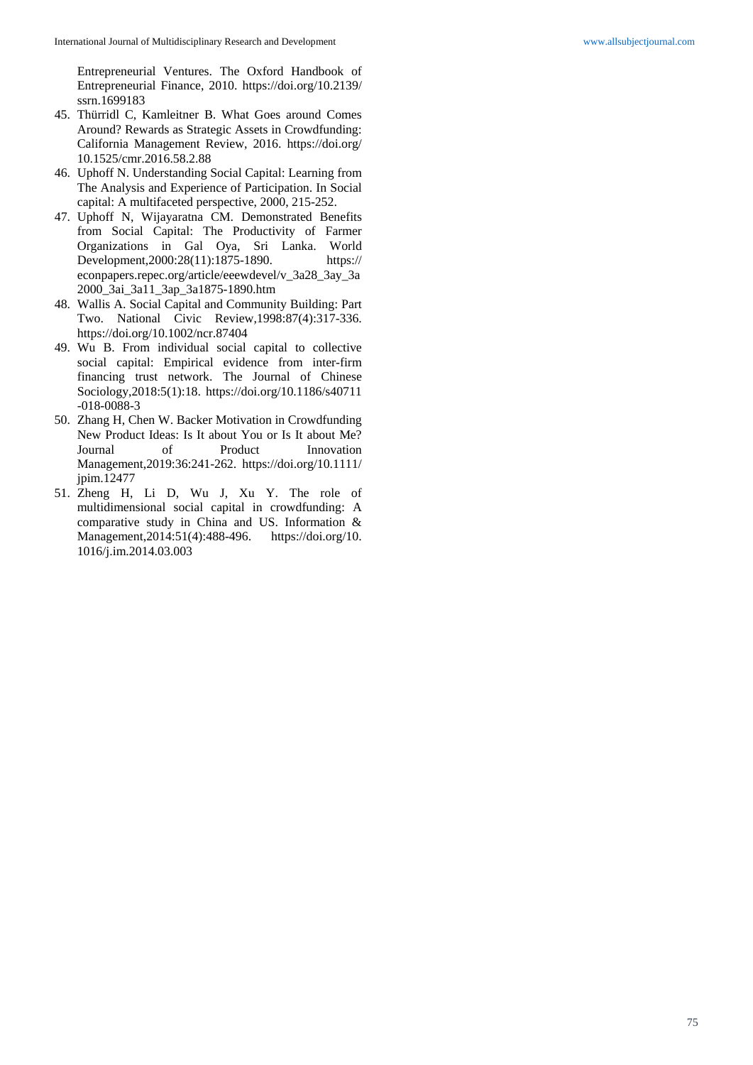Entrepreneurial Ventures. The Oxford Handbook of Entrepreneurial Finance, 2010. https://doi.org/10.2139/ssrn.1699183

45. Thürridl C, Kamleitner B. What Goes around Comes Around? Rewards as Strategic Assets in Crowdfunding: California Management Review, 2016. https://doi.org/10.1525/cmr.2016.58.2.88
46. Uphoff N. Understanding Social Capital: Learning from The Analysis and Experience of Participation. In Social capital: A multifaceted perspective, 2000, 215-252.
47. Uphoff N, Wijayaratna CM. Demonstrated Benefits from Social Capital: The Productivity of Farmer Organizations in Gal Oya, Sri Lanka. World Development,2000:28(11):1875-1890. https://econpapers.repec.org/article/eeewdevel/v_3a28_3ay_3a2000_3ai_3a11_3ap_3a1875-1890.htm
48. Wallis A. Social Capital and Community Building: Part Two. National Civic Review,1998:87(4):317-336. https://doi.org/10.1002/ncr.87404
49. Wu B. From individual social capital to collective social capital: Empirical evidence from inter-firm financing trust network. The Journal of Chinese Sociology,2018:5(1):18. https://doi.org/10.1186/s40711-018-0088-3
50. Zhang H, Chen W. Backer Motivation in Crowdfunding New Product Ideas: Is It about You or Is It about Me? Journal of Product Innovation Management,2019:36:241-262. https://doi.org/10.1111/jpim.12477
51. Zheng H, Li D, Wu J, Xu Y. The role of multidimensional social capital in crowdfunding: A comparative study in China and US. Information & Management,2014:51(4):488-496. https://doi.org/10.1016/j.im.2014.03.003